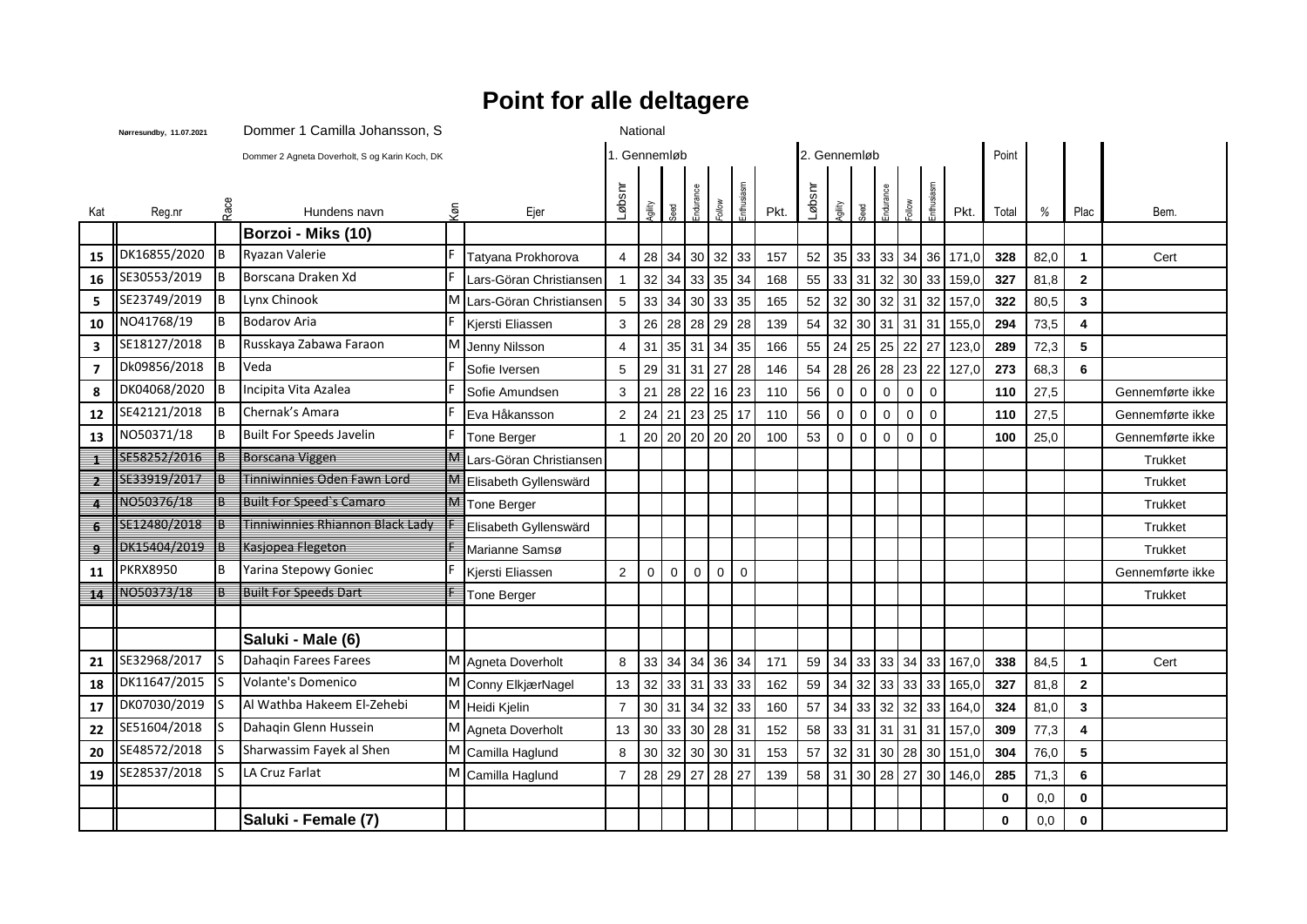# Point for alle deltagere

Nørresundby, 11.07.2021

Dommer 1 Camilla Johansson, S

Dommer 2 Agneta Doverholt, S og Karin Koch, DK

National

| Kat | Reg.nr | Race | Hundens navn | Køn | Ejer | 1. Gennemløb Løbsnr | Agility | Seed | Endurance | Follow | Enthusiasm | Pkt. | 2. Gennemløb Løbsnr | Agility | Seed | Endurance | Follow | Enthusiasm | Pkt. | Point Total | % | Plac | Bem. |
|---|---|---|---|---|---|---|---|---|---|---|---|---|---|---|---|---|---|---|---|---|---|---|---|
| | | | **Borzoi - Miks (10)** | | | | | | | | | | | | | | | | | | | | |
| 15 | DK16855/2020 | B | Ryazan Valerie | F | Tatyana Prokhorova | 4 | 28 | 34 | 30 | 32 | 33 | 157 | 52 | 35 | 33 | 33 | 34 | 36 | 171,0 | 328 | 82,0 | 1 | Cert |
| 16 | SE30553/2019 | B | Borscana Draken Xd | F | Lars-Göran Christiansen | 1 | 32 | 34 | 33 | 35 | 34 | 168 | 55 | 33 | 31 | 32 | 30 | 33 | 159,0 | 327 | 81,8 | 2 | |
| 5 | SE23749/2019 | B | Lynx Chinook | M | Lars-Göran Christiansen | 5 | 33 | 34 | 30 | 33 | 35 | 165 | 52 | 32 | 30 | 32 | 31 | 32 | 157,0 | 322 | 80,5 | 3 | |
| 10 | NO41768/19 | B | Bodarov Aria | F | Kjersti Eliassen | 3 | 26 | 28 | 28 | 29 | 28 | 139 | 54 | 32 | 30 | 31 | 31 | 31 | 155,0 | 294 | 73,5 | 4 | |
| 3 | SE18127/2018 | B | Russkaya Zabawa Faraon | M | Jenny Nilsson | 4 | 31 | 35 | 31 | 34 | 35 | 166 | 55 | 24 | 25 | 25 | 22 | 27 | 123,0 | 289 | 72,3 | 5 | |
| 7 | Dk09856/2018 | B | Veda | F | Sofie Iversen | 5 | 29 | 31 | 31 | 27 | 28 | 146 | 54 | 28 | 26 | 28 | 23 | 22 | 127,0 | 273 | 68,3 | 6 | |
| 8 | DK04068/2020 | B | Incipita Vita Azalea | F | Sofie Amundsen | 3 | 21 | 28 | 22 | 16 | 23 | 110 | 56 | 0 | 0 | 0 | 0 | 0 | | 110 | 27,5 | | Gennemførte ikke |
| 12 | SE42121/2018 | B | Chernak's Amara | F | Eva Håkansson | 2 | 24 | 21 | 23 | 25 | 17 | 110 | 56 | 0 | 0 | 0 | 0 | 0 | | 110 | 27,5 | | Gennemførte ikke |
| 13 | NO50371/18 | B | Built For Speeds Javelin | F | Tone Berger | 1 | 20 | 20 | 20 | 20 | 20 | 100 | 53 | 0 | 0 | 0 | 0 | 0 | | 100 | 25,0 | | Gennemførte ikke |
| 1 | SE58252/2016 | B | Borscana Viggen | M | Lars-Göran Christiansen | | | | | | | | | | | | | | | | | | Trukket |
| 2 | SE33919/2017 | B | Tinniwinnies Oden Fawn Lord | M | Elisabeth Gyllenswärd | | | | | | | | | | | | | | | | | | Trukket |
| 4 | NO50376/18 | B | Built For Speed`s Camaro | M | Tone Berger | | | | | | | | | | | | | | | | | | Trukket |
| 6 | SE12480/2018 | B | Tinniwinnies Rhiannon Black Lady | F | Elisabeth Gyllenswärd | | | | | | | | | | | | | | | | | | Trukket |
| 9 | DK15404/2019 | B | Kasjopea Flegeton | F | Marianne Samsø | | | | | | | | | | | | | | | | | | Trukket |
| 11 | PKRX8950 | B | Yarina Stepowy Goniec | F | Kjersti Eliassen | 2 | 0 | 0 | 0 | 0 | 0 | | | | | | | | | | | | Gennemførte ikke |
| 14 | NO50373/18 | B | Built For Speeds Dart | F | Tone Berger | | | | | | | | | | | | | | | | | | Trukket |
| | | | | | | | | | | | | | | | | | | | | | | | |
| | | | **Saluki - Male (6)** | | | | | | | | | | | | | | | | | | | | |
| 21 | SE32968/2017 | S | Dahaqin Farees Farees | M | Agneta Doverholt | 8 | 33 | 34 | 34 | 36 | 34 | 171 | 59 | 34 | 33 | 33 | 34 | 33 | 167,0 | 338 | 84,5 | 1 | Cert |
| 18 | DK11647/2015 | S | Volante's Domenico | M | Conny ElkjærNagel | 13 | 32 | 33 | 31 | 33 | 33 | 162 | 59 | 34 | 32 | 33 | 33 | 33 | 165,0 | 327 | 81,8 | 2 | |
| 17 | DK07030/2019 | S | Al Wathba Hakeem El-Zehebi | M | Heidi Kjelin | 7 | 30 | 31 | 34 | 32 | 33 | 160 | 57 | 34 | 33 | 32 | 32 | 33 | 164,0 | 324 | 81,0 | 3 | |
| 22 | SE51604/2018 | S | Dahaqin Glenn Hussein | M | Agneta Doverholt | 13 | 30 | 33 | 30 | 28 | 31 | 152 | 58 | 33 | 31 | 31 | 31 | 31 | 157,0 | 309 | 77,3 | 4 | |
| 20 | SE48572/2018 | S | Sharwassim Fayek al Shen | M | Camilla Haglund | 8 | 30 | 32 | 30 | 30 | 31 | 153 | 57 | 32 | 31 | 30 | 28 | 30 | 151,0 | 304 | 76,0 | 5 | |
| 19 | SE28537/2018 | S | LA Cruz Farlat | M | Camilla Haglund | 7 | 28 | 29 | 27 | 28 | 27 | 139 | 58 | 31 | 30 | 28 | 27 | 30 | 146,0 | 285 | 71,3 | 6 | |
| | | | | | | | | | | | | | | | | | | | | 0 | 0,0 | 0 | |
| | | | **Saluki - Female (7)** | | | | | | | | | | | | | | | | | 0 | 0,0 | 0 | |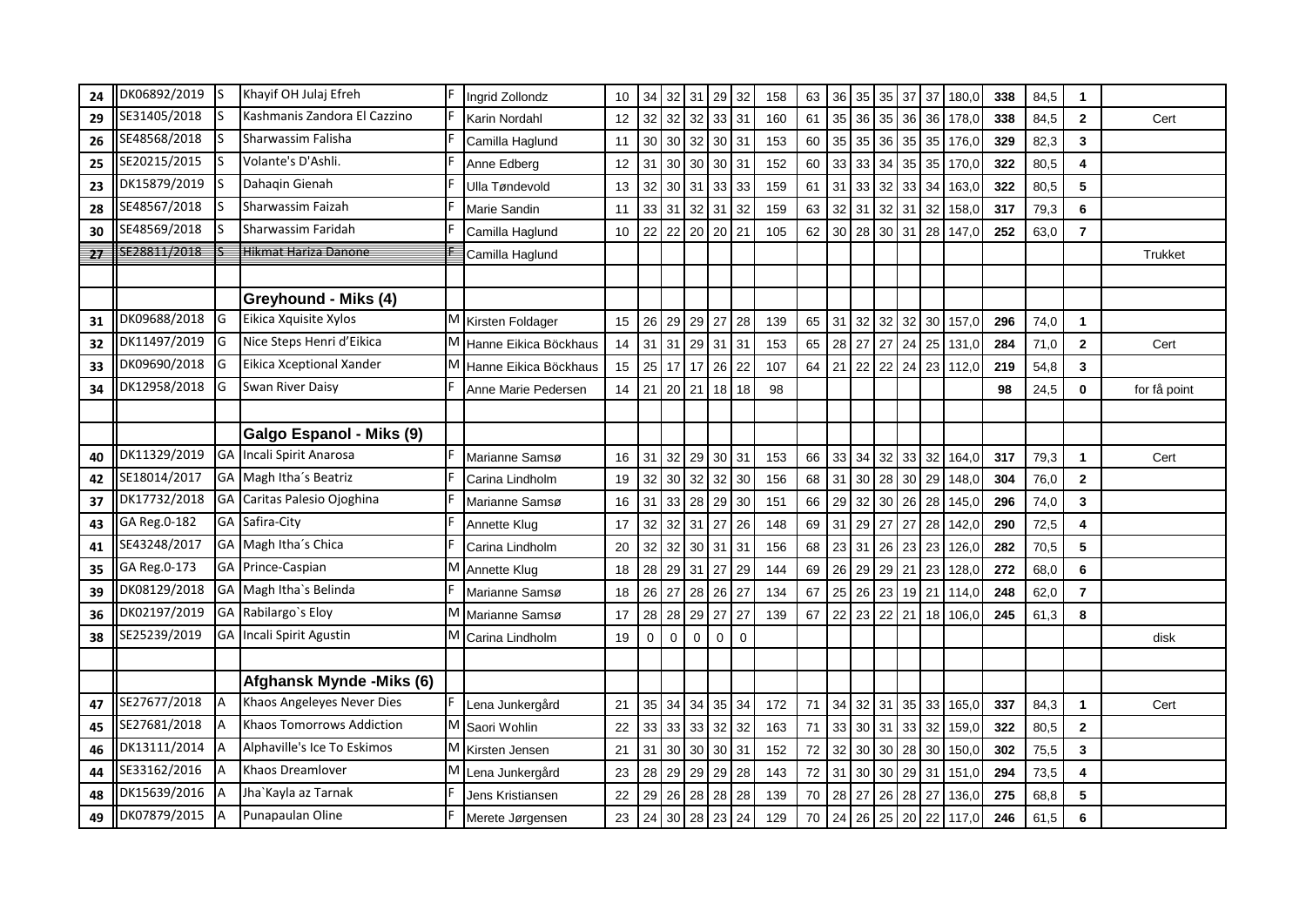| | | | | | | | | | | | | | | | | | | | | | | | | |
|---|---|---|---|---|---|---|---|---|---|---|---|---|---|---|---|---|---|---|---|---|---|---|---|---|
| 24 | DK06892/2019 | S | Khayif OH Julaj Efreh | F | Ingrid Zollondz | 10 | 34 | 32 | 31 | 29 | 32 | 158 | 63 | 36 | 35 | 35 | 37 | 37 | 180,0 | 338 | 84,5 | 1 | |
| 29 | SE31405/2018 | S | Kashmanis Zandora El Cazzino | F | Karin Nordahl | 12 | 32 | 32 | 32 | 33 | 31 | 160 | 61 | 35 | 36 | 35 | 36 | 36 | 178,0 | 338 | 84,5 | 2 | Cert |
| 26 | SE48568/2018 | S | Sharwassim Falisha | F | Camilla Haglund | 11 | 30 | 30 | 32 | 30 | 31 | 153 | 60 | 35 | 35 | 36 | 35 | 35 | 176,0 | 329 | 82,3 | 3 | |
| 25 | SE20215/2015 | S | Volante's D'Ashli. | F | Anne Edberg | 12 | 31 | 30 | 30 | 30 | 31 | 152 | 60 | 33 | 33 | 34 | 35 | 35 | 170,0 | 322 | 80,5 | 4 | |
| 23 | DK15879/2019 | S | Dahaqin Gienah | F | Ulla Tøndevold | 13 | 32 | 30 | 31 | 33 | 33 | 159 | 61 | 31 | 33 | 32 | 33 | 34 | 163,0 | 322 | 80,5 | 5 | |
| 28 | SE48567/2018 | S | Sharwassim Faizah | F | Marie Sandin | 11 | 33 | 31 | 32 | 31 | 32 | 159 | 63 | 32 | 31 | 32 | 31 | 32 | 158,0 | 317 | 79,3 | 6 | |
| 30 | SE48569/2018 | S | Sharwassim Faridah | F | Camilla Haglund | 10 | 22 | 22 | 20 | 20 | 21 | 105 | 62 | 30 | 28 | 30 | 31 | 28 | 147,0 | 252 | 63,0 | 7 | |
| ~~27~~ | ~~SE28811/2018~~ | ~~S~~ | ~~Hikmat Hariza Danone~~ | ~~F~~ | Camilla Haglund | | | | | | | | | | | | | | | | | | Trukket |
| | | | | | | | | | | | | | | | | | | | | | | | |
| | | | **Greyhound - Miks (4)** | | | | | | | | | | | | | | | | | | | | |
| 31 | DK09688/2018 | G | Eikica Xquisite Xylos | M | Kirsten Foldager | 15 | 26 | 29 | 29 | 27 | 28 | 139 | 65 | 31 | 32 | 32 | 32 | 30 | 157,0 | 296 | 74,0 | 1 | |
| 32 | DK11497/2019 | G | Nice Steps Henri d'Eikica | M | Hanne Eikica Böckhaus | 14 | 31 | 31 | 29 | 31 | 31 | 153 | 65 | 28 | 27 | 27 | 24 | 25 | 131,0 | 284 | 71,0 | 2 | Cert |
| 33 | DK09690/2018 | G | Eikica Xceptional Xander | M | Hanne Eikica Böckhaus | 15 | 25 | 17 | 17 | 26 | 22 | 107 | 64 | 21 | 22 | 22 | 24 | 23 | 112,0 | 219 | 54,8 | 3 | |
| 34 | DK12958/2018 | G | Swan River Daisy | F | Anne Marie Pedersen | 14 | 21 | 20 | 21 | 18 | 18 | 98 | | | | | | | | 98 | 24,5 | 0 | for få point |
| | | | | | | | | | | | | | | | | | | | | | | | |
| | | | **Galgo Espanol - Miks (9)** | | | | | | | | | | | | | | | | | | | | |
| 40 | DK11329/2019 | GA | Incali Spirit Anarosa | F | Marianne Samsø | 16 | 31 | 32 | 29 | 30 | 31 | 153 | 66 | 33 | 34 | 32 | 33 | 32 | 164,0 | 317 | 79,3 | 1 | Cert |
| 42 | SE18014/2017 | GA | Magh Itha´s Beatriz | F | Carina Lindholm | 19 | 32 | 30 | 32 | 32 | 30 | 156 | 68 | 31 | 30 | 28 | 30 | 29 | 148,0 | 304 | 76,0 | 2 | |
| 37 | DK17732/2018 | GA | Caritas Palesio Ojoghina | F | Marianne Samsø | 16 | 31 | 33 | 28 | 29 | 30 | 151 | 66 | 29 | 32 | 30 | 26 | 28 | 145,0 | 296 | 74,0 | 3 | |
| 43 | GA Reg.0-182 | GA | Safira-City | F | Annette Klug | 17 | 32 | 32 | 31 | 27 | 26 | 148 | 69 | 31 | 29 | 27 | 27 | 28 | 142,0 | 290 | 72,5 | 4 | |
| 41 | SE43248/2017 | GA | Magh Itha´s Chica | F | Carina Lindholm | 20 | 32 | 32 | 30 | 31 | 31 | 156 | 68 | 23 | 31 | 26 | 23 | 23 | 126,0 | 282 | 70,5 | 5 | |
| 35 | GA Reg.0-173 | GA | Prince-Caspian | M | Annette Klug | 18 | 28 | 29 | 31 | 27 | 29 | 144 | 69 | 26 | 29 | 29 | 21 | 23 | 128,0 | 272 | 68,0 | 6 | |
| 39 | DK08129/2018 | GA | Magh Itha`s Belinda | F | Marianne Samsø | 18 | 26 | 27 | 28 | 26 | 27 | 134 | 67 | 25 | 26 | 23 | 19 | 21 | 114,0 | 248 | 62,0 | 7 | |
| 36 | DK02197/2019 | GA | Rabilargo`s Eloy | M | Marianne Samsø | 17 | 28 | 28 | 29 | 27 | 27 | 139 | 67 | 22 | 23 | 22 | 21 | 18 | 106,0 | 245 | 61,3 | 8 | |
| 38 | SE25239/2019 | GA | Incali Spirit Agustin | M | Carina Lindholm | 19 | 0 | 0 | 0 | 0 | 0 | | | | | | | | | | | | disk |
| | | | | | | | | | | | | | | | | | | | | | | | |
| | | | **Afghansk Mynde -Miks (6)** | | | | | | | | | | | | | | | | | | | | |
| 47 | SE27677/2018 | A | Khaos Angeleyes Never Dies | F | Lena Junkergård | 21 | 35 | 34 | 34 | 35 | 34 | 172 | 71 | 34 | 32 | 31 | 35 | 33 | 165,0 | 337 | 84,3 | 1 | Cert |
| 45 | SE27681/2018 | A | Khaos Tomorrows Addiction | M | Saori Wohlin | 22 | 33 | 33 | 33 | 32 | 32 | 163 | 71 | 33 | 30 | 31 | 33 | 32 | 159,0 | 322 | 80,5 | 2 | |
| 46 | DK13111/2014 | A | Alphaville's Ice To Eskimos | M | Kirsten Jensen | 21 | 31 | 30 | 30 | 30 | 31 | 152 | 72 | 32 | 30 | 30 | 28 | 30 | 150,0 | 302 | 75,5 | 3 | |
| 44 | SE33162/2016 | A | Khaos Dreamlover | M | Lena Junkergård | 23 | 28 | 29 | 29 | 29 | 28 | 143 | 72 | 31 | 30 | 30 | 29 | 31 | 151,0 | 294 | 73,5 | 4 | |
| 48 | DK15639/2016 | A | Jha`Kayla az Tarnak | F | Jens Kristiansen | 22 | 29 | 26 | 28 | 28 | 28 | 139 | 70 | 28 | 27 | 26 | 28 | 27 | 136,0 | 275 | 68,8 | 5 | |
| 49 | DK07879/2015 | A | Punapaulan Oline | F | Merete Jørgensen | 23 | 24 | 30 | 28 | 23 | 24 | 129 | 70 | 24 | 26 | 25 | 20 | 22 | 117,0 | 246 | 61,5 | 6 | |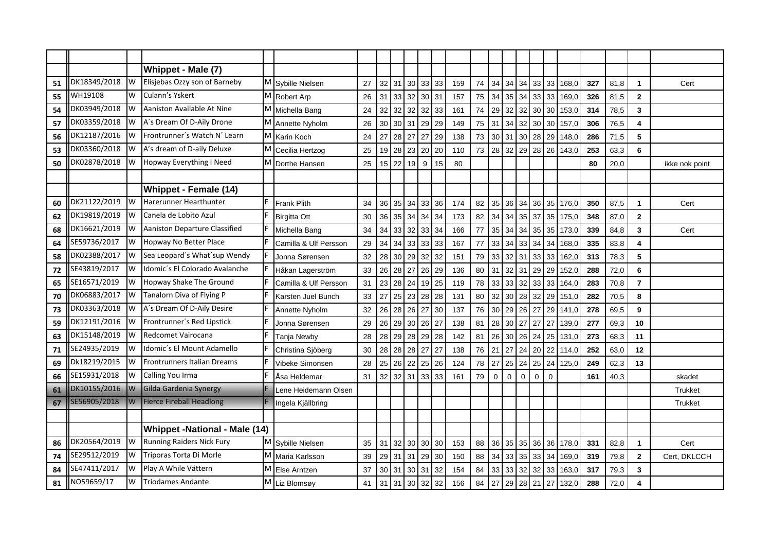| | | | | | | | | | | | | | | | | | | | | | | | | |
|---|---|---|---|---|---|---|---|---|---|---|---|---|---|---|---|---|---|---|---|---|---|---|---|---|
| | | | **Whippet - Male (7)** | | | | | | | | | | | | | | | | | | | | | |
| 51 | DK18349/2018 | W | Elisjebas Ozzy son of Barneby | M | Sybille Nielsen | 27 | 32 | 31 | 30 | 33 | 33 | 159 | 74 | 34 | 34 | 34 | 33 | 33 | 168,0 | **327** | 81,8 | **1** | Cert |
| 55 | WH19108 | W | Culann's Yskert | M | Robert Arp | 26 | 31 | 33 | 32 | 30 | 31 | 157 | 75 | 34 | 35 | 34 | 33 | 33 | 169,0 | **326** | 81,5 | **2** | |
| 54 | DK03949/2018 | W | Aaniston Available At Nine | M | Michella Bang | 24 | 32 | 32 | 32 | 32 | 33 | 161 | 74 | 29 | 32 | 32 | 30 | 30 | 153,0 | **314** | 78,5 | **3** | |
| 57 | DK03359/2018 | W | A´s Dream Of D-Aily Drone | M | Annette Nyholm | 26 | 30 | 30 | 31 | 29 | 29 | 149 | 75 | 31 | 34 | 32 | 30 | 30 | 157,0 | **306** | 76,5 | **4** | |
| 56 | DK12187/2016 | W | Frontrunner´s Watch N´ Learn | M | Karin Koch | 24 | 27 | 28 | 27 | 27 | 29 | 138 | 73 | 30 | 31 | 30 | 28 | 29 | 148,0 | **286** | 71,5 | **5** | |
| 53 | DK03360/2018 | W | A's dream of D-aily Deluxe | M | Cecilia Hertzog | 25 | 19 | 28 | 23 | 20 | 20 | 110 | 73 | 28 | 32 | 29 | 28 | 26 | 143,0 | **253** | 63,3 | **6** | |
| 50 | DK02878/2018 | W | Hopway Everything I Need | M | Dorthe Hansen | 25 | 15 | 22 | 19 | 9 | 15 | 80 | | | | | | | | **80** | 20,0 | | ikke nok point |
| | | | | | | | | | | | | | | | | | | | | | | | |
| | | | **Whippet - Female (14)** | | | | | | | | | | | | | | | | | | | | |
| 60 | DK21122/2019 | W | Harerunner Hearthunter | F | Frank Plith | 34 | 36 | 35 | 34 | 33 | 36 | 174 | 82 | 35 | 36 | 34 | 36 | 35 | 176,0 | **350** | 87,5 | **1** | Cert |
| 62 | DK19819/2019 | W | Canela de Lobito Azul | F | Birgitta Ott | 30 | 36 | 35 | 34 | 34 | 34 | 173 | 82 | 34 | 34 | 35 | 37 | 35 | 175,0 | **348** | 87,0 | **2** | |
| 68 | DK16621/2019 | W | Aaniston Departure Classified | F | Michella Bang | 34 | 34 | 33 | 32 | 33 | 34 | 166 | 77 | 35 | 34 | 34 | 35 | 35 | 173,0 | **339** | 84,8 | **3** | Cert |
| 64 | SE59736/2017 | W | Hopway No Better Place | F | Camilla & Ulf Persson | 29 | 34 | 34 | 33 | 33 | 33 | 167 | 77 | 33 | 34 | 33 | 34 | 34 | 168,0 | **335** | 83,8 | **4** | |
| 58 | DK02388/2017 | W | Sea Leopard´s What´sup Wendy | F | Jonna Sørensen | 32 | 28 | 30 | 29 | 32 | 32 | 151 | 79 | 33 | 32 | 31 | 33 | 33 | 162,0 | **313** | 78,3 | **5** | |
| 72 | SE43819/2017 | W | Idomic´s El Colorado Avalanche | F | Håkan Lagerström | 33 | 26 | 28 | 27 | 26 | 29 | 136 | 80 | 31 | 32 | 31 | 29 | 29 | 152,0 | **288** | 72,0 | **6** | |
| 65 | SE16571/2019 | W | Hopway Shake The Ground | F | Camilla & Ulf Persson | 31 | 23 | 28 | 24 | 19 | 25 | 119 | 78 | 33 | 33 | 32 | 33 | 33 | 164,0 | **283** | 70,8 | **7** | |
| 70 | DK06883/2017 | W | Tanalorn Diva of Flying P | F | Karsten Juel Bunch | 33 | 27 | 25 | 23 | 28 | 28 | 131 | 80 | 32 | 30 | 28 | 32 | 29 | 151,0 | **282** | 70,5 | **8** | |
| 73 | DK03363/2018 | W | A´s Dream Of D-Aily Desire | F | Annette Nyholm | 32 | 26 | 28 | 26 | 27 | 30 | 137 | 76 | 30 | 29 | 26 | 27 | 29 | 141,0 | **278** | 69,5 | **9** | |
| 59 | DK12191/2016 | W | Frontrunner´s Red Lipstick | F | Jonna Sørensen | 29 | 26 | 29 | 30 | 26 | 27 | 138 | 81 | 28 | 30 | 27 | 27 | 27 | 139,0 | **277** | 69,3 | **10** | |
| 63 | DK15148/2019 | W | Redcomet Vairocana | F | Tanja Newby | 28 | 28 | 29 | 28 | 29 | 28 | 142 | 81 | 26 | 30 | 26 | 24 | 25 | 131,0 | **273** | 68,3 | **11** | |
| 71 | SE24935/2019 | W | Idomic´s El Mount Adamello | F | Christina Sjöberg | 30 | 28 | 28 | 28 | 27 | 27 | 138 | 76 | 21 | 27 | 24 | 20 | 22 | 114,0 | **252** | 63,0 | **12** | |
| 69 | Dk18219/2015 | W | Frontrunners Italian Dreams | F | Vibeke Simonsen | 28 | 25 | 26 | 22 | 25 | 26 | 124 | 78 | 27 | 25 | 24 | 25 | 24 | 125,0 | **249** | 62,3 | **13** | |
| 66 | SE15931/2018 | W | Calling You Irma | F | Åsa Heldemar | 31 | 32 | 32 | 31 | 33 | 33 | 161 | 79 | 0 | 0 | 0 | 0 | 0 | | **161** | 40,3 | | skadet |
| 61 | DK10155/2016 | W | Gilda Gardenia Synergy | F | Lene Heidemann Olsen | | | | | | | | | | | | | | | | | | Trukket |
| 67 | SE56905/2018 | W | Fierce Fireball Headlong | F | Ingela Kjällbring | | | | | | | | | | | | | | | | | | Trukket |
| | | | | | | | | | | | | | | | | | | | | | | | |
| | | | **Whippet -National - Male (14)** | | | | | | | | | | | | | | | | | | | | |
| 86 | DK20564/2019 | W | Running Raiders Nick Fury | M | Sybille Nielsen | 35 | 31 | 32 | 30 | 30 | 30 | 153 | 88 | 36 | 35 | 35 | 36 | 36 | 178,0 | **331** | 82,8 | **1** | Cert |
| 74 | SE29512/2019 | W | Triporas Torta Di Morle | M | Maria Karlsson | 39 | 29 | 31 | 31 | 29 | 30 | 150 | 88 | 34 | 33 | 35 | 33 | 34 | 169,0 | **319** | 79,8 | **2** | Cert, DKLCCH |
| 84 | SE47411/2017 | W | Play A While Vättern | M | Else Arntzen | 37 | 30 | 31 | 30 | 31 | 32 | 154 | 84 | 33 | 33 | 32 | 32 | 33 | 163,0 | **317** | 79,3 | **3** | |
| 81 | NO59659/17 | W | Triodames Andante | M | Liz Blomsøy | 41 | 31 | 31 | 30 | 32 | 32 | 156 | 84 | 27 | 29 | 28 | 21 | 27 | 132,0 | **288** | 72,0 | **4** | |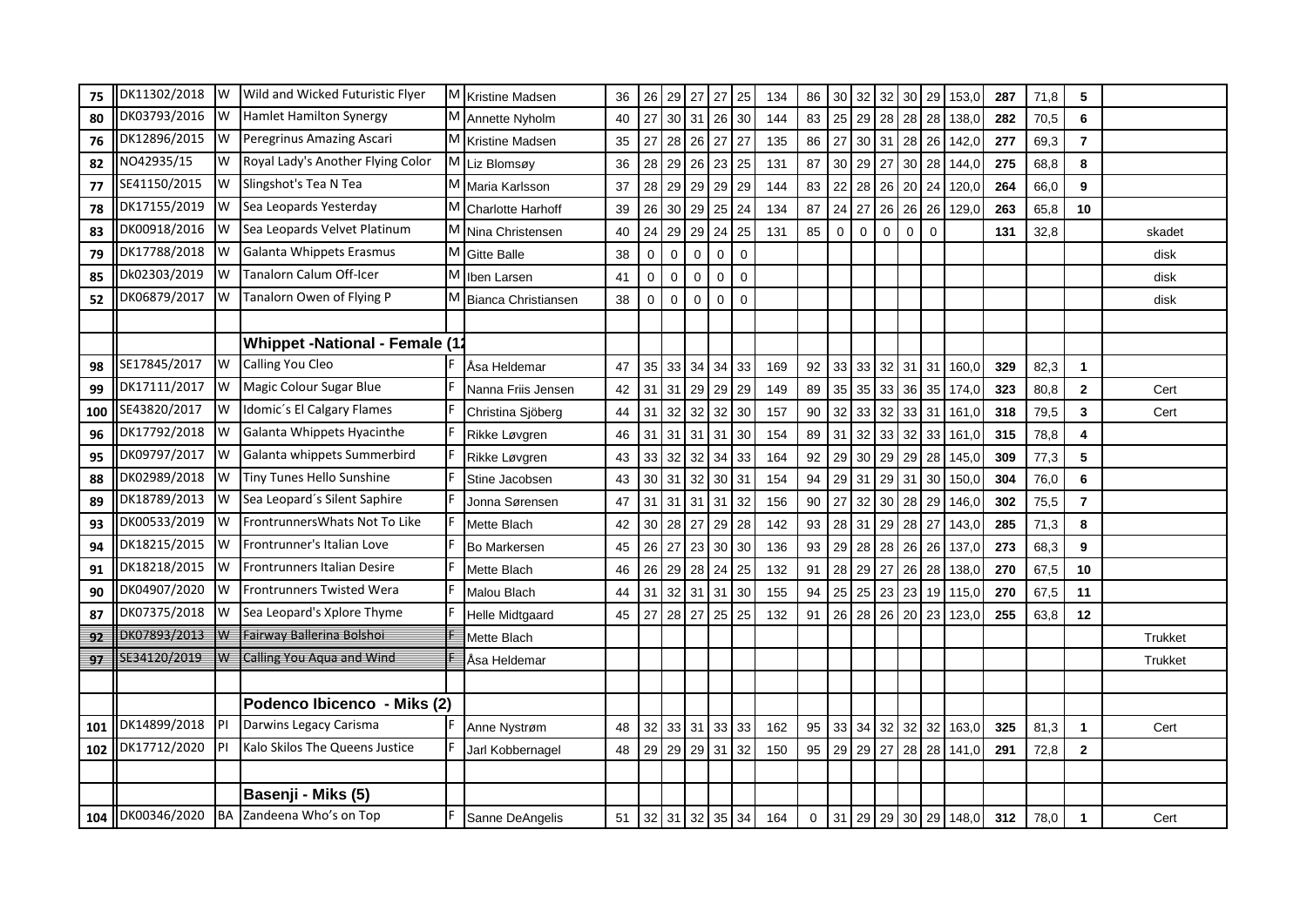| | | | | | | | | | | | | | | | | | | | | | | | | |
|---|---|---|---|---|---|---|---|---|---|---|---|---|---|---|---|---|---|---|---|---|---|---|---|---|
| 75 | DK11302/2018 | W | Wild and Wicked Futuristic Flyer | M | Kristine Madsen | 36 | 26 | 29 | 27 | 27 | 25 | 134 | 86 | 30 | 32 | 32 | 30 | 29 | 153,0 | 287 | 71,8 | 5 | |
| 80 | DK03793/2016 | W | Hamlet Hamilton Synergy | M | Annette Nyholm | 40 | 27 | 30 | 31 | 26 | 30 | 144 | 83 | 25 | 29 | 28 | 28 | 28 | 138,0 | 282 | 70,5 | 6 | |
| 76 | DK12896/2015 | W | Peregrinus Amazing Ascari | M | Kristine Madsen | 35 | 27 | 28 | 26 | 27 | 27 | 135 | 86 | 27 | 30 | 31 | 28 | 26 | 142,0 | 277 | 69,3 | 7 | |
| 82 | NO42935/15 | W | Royal Lady's Another Flying Color | M | Liz Blomsøy | 36 | 28 | 29 | 26 | 23 | 25 | 131 | 87 | 30 | 29 | 27 | 30 | 28 | 144,0 | 275 | 68,8 | 8 | |
| 77 | SE41150/2015 | W | Slingshot's Tea N Tea | M | Maria Karlsson | 37 | 28 | 29 | 29 | 29 | 29 | 144 | 83 | 22 | 28 | 26 | 20 | 24 | 120,0 | 264 | 66,0 | 9 | |
| 78 | DK17155/2019 | W | Sea Leopards Yesterday | M | Charlotte Harhoff | 39 | 26 | 30 | 29 | 25 | 24 | 134 | 87 | 24 | 27 | 26 | 26 | 26 | 129,0 | 263 | 65,8 | 10 | |
| 83 | DK00918/2016 | W | Sea Leopards Velvet Platinum | M | Nina Christensen | 40 | 24 | 29 | 29 | 24 | 25 | 131 | 85 | 0 | 0 | 0 | 0 | 0 | | 131 | 32,8 | | skadet |
| 79 | DK17788/2018 | W | Galanta Whippets Erasmus | M | Gitte Balle | 38 | 0 | 0 | 0 | 0 | 0 | | | | | | | | | | | | disk |
| 85 | Dk02303/2019 | W | Tanalorn Calum Off-Icer | M | Iben Larsen | 41 | 0 | 0 | 0 | 0 | 0 | | | | | | | | | | | | disk |
| 52 | DK06879/2017 | W | Tanalorn Owen of Flying P | M | Bianca Christiansen | 38 | 0 | 0 | 0 | 0 | 0 | | | | | | | | | | | | disk |
| | | | | | | | | | | | | | | | | | | | | | | | |
| | | | **Whippet -National - Female (1** | | | | | | | | | | | | | | | | | | | | |
| 98 | SE17845/2017 | W | Calling You Cleo | F | Åsa Heldemar | 47 | 35 | 33 | 34 | 34 | 33 | 169 | 92 | 33 | 33 | 32 | 31 | 31 | 160,0 | 329 | 82,3 | 1 | |
| 99 | DK17111/2017 | W | Magic Colour Sugar Blue | F | Nanna Friis Jensen | 42 | 31 | 31 | 29 | 29 | 29 | 149 | 89 | 35 | 35 | 33 | 36 | 35 | 174,0 | 323 | 80,8 | 2 | Cert |
| 100 | SE43820/2017 | W | Idomic´s El Calgary Flames | F | Christina Sjöberg | 44 | 31 | 32 | 32 | 32 | 30 | 157 | 90 | 32 | 33 | 32 | 33 | 31 | 161,0 | 318 | 79,5 | 3 | Cert |
| 96 | DK17792/2018 | W | Galanta Whippets Hyacinthe | F | Rikke Løvgren | 46 | 31 | 31 | 31 | 31 | 30 | 154 | 89 | 31 | 32 | 33 | 32 | 33 | 161,0 | 315 | 78,8 | 4 | |
| 95 | DK09797/2017 | W | Galanta whippets Summerbird | F | Rikke Løvgren | 43 | 33 | 32 | 32 | 34 | 33 | 164 | 92 | 29 | 30 | 29 | 29 | 28 | 145,0 | 309 | 77,3 | 5 | |
| 88 | DK02989/2018 | W | Tiny Tunes Hello Sunshine | F | Stine Jacobsen | 43 | 30 | 31 | 32 | 30 | 31 | 154 | 94 | 29 | 31 | 29 | 31 | 30 | 150,0 | 304 | 76,0 | 6 | |
| 89 | DK18789/2013 | W | Sea Leopard´s Silent Saphire | F | Jonna Sørensen | 47 | 31 | 31 | 31 | 31 | 32 | 156 | 90 | 27 | 32 | 30 | 28 | 29 | 146,0 | 302 | 75,5 | 7 | |
| 93 | DK00533/2019 | W | FrontrunnersWhats Not To Like | F | Mette Blach | 42 | 30 | 28 | 27 | 29 | 28 | 142 | 93 | 28 | 31 | 29 | 28 | 27 | 143,0 | 285 | 71,3 | 8 | |
| 94 | DK18215/2015 | W | Frontrunner's Italian Love | F | Bo Markersen | 45 | 26 | 27 | 23 | 30 | 30 | 136 | 93 | 29 | 28 | 28 | 26 | 26 | 137,0 | 273 | 68,3 | 9 | |
| 91 | DK18218/2015 | W | Frontrunners Italian Desire | F | Mette Blach | 46 | 26 | 29 | 28 | 24 | 25 | 132 | 91 | 28 | 29 | 27 | 26 | 28 | 138,0 | 270 | 67,5 | 10 | |
| 90 | DK04907/2020 | W | Frontrunners Twisted Wera | F | Malou Blach | 44 | 31 | 32 | 31 | 31 | 30 | 155 | 94 | 25 | 25 | 23 | 23 | 19 | 115,0 | 270 | 67,5 | 11 | |
| 87 | DK07375/2018 | W | Sea Leopard's Xplore Thyme | F | Helle Midtgaard | 45 | 27 | 28 | 27 | 25 | 25 | 132 | 91 | 26 | 28 | 26 | 20 | 23 | 123,0 | 255 | 63,8 | 12 | |
| 92 | DK07893/2013 | W | Fairway Ballerina Bolshoi | F | Mette Blach | | | | | | | | | | | | | | | | | | Trukket |
| 97 | SE34120/2019 | W | Calling You Aqua and Wind | F | Åsa Heldemar | | | | | | | | | | | | | | | | | | Trukket |
| | | | | | | | | | | | | | | | | | | | | | | | |
| | | | **Podenco Ibicenco - Miks (2)** | | | | | | | | | | | | | | | | | | | | |
| 101 | DK14899/2018 | PI | Darwins Legacy Carisma | F | Anne Nystrøm | 48 | 32 | 33 | 31 | 33 | 33 | 162 | 95 | 33 | 34 | 32 | 32 | 32 | 163,0 | 325 | 81,3 | 1 | Cert |
| 102 | DK17712/2020 | PI | Kalo Skilos The Queens Justice | F | Jarl Kobbernagel | 48 | 29 | 29 | 29 | 31 | 32 | 150 | 95 | 29 | 29 | 27 | 28 | 28 | 141,0 | 291 | 72,8 | 2 | |
| | | | | | | | | | | | | | | | | | | | | | | | |
| | | | **Basenji - Miks (5)** | | | | | | | | | | | | | | | | | | | | |
| 104 | DK00346/2020 | BA | Zandeena Who's on Top | F | Sanne DeAngelis | 51 | 32 | 31 | 32 | 35 | 34 | 164 | 0 | 31 | 29 | 29 | 30 | 29 | 148,0 | 312 | 78,0 | 1 | Cert |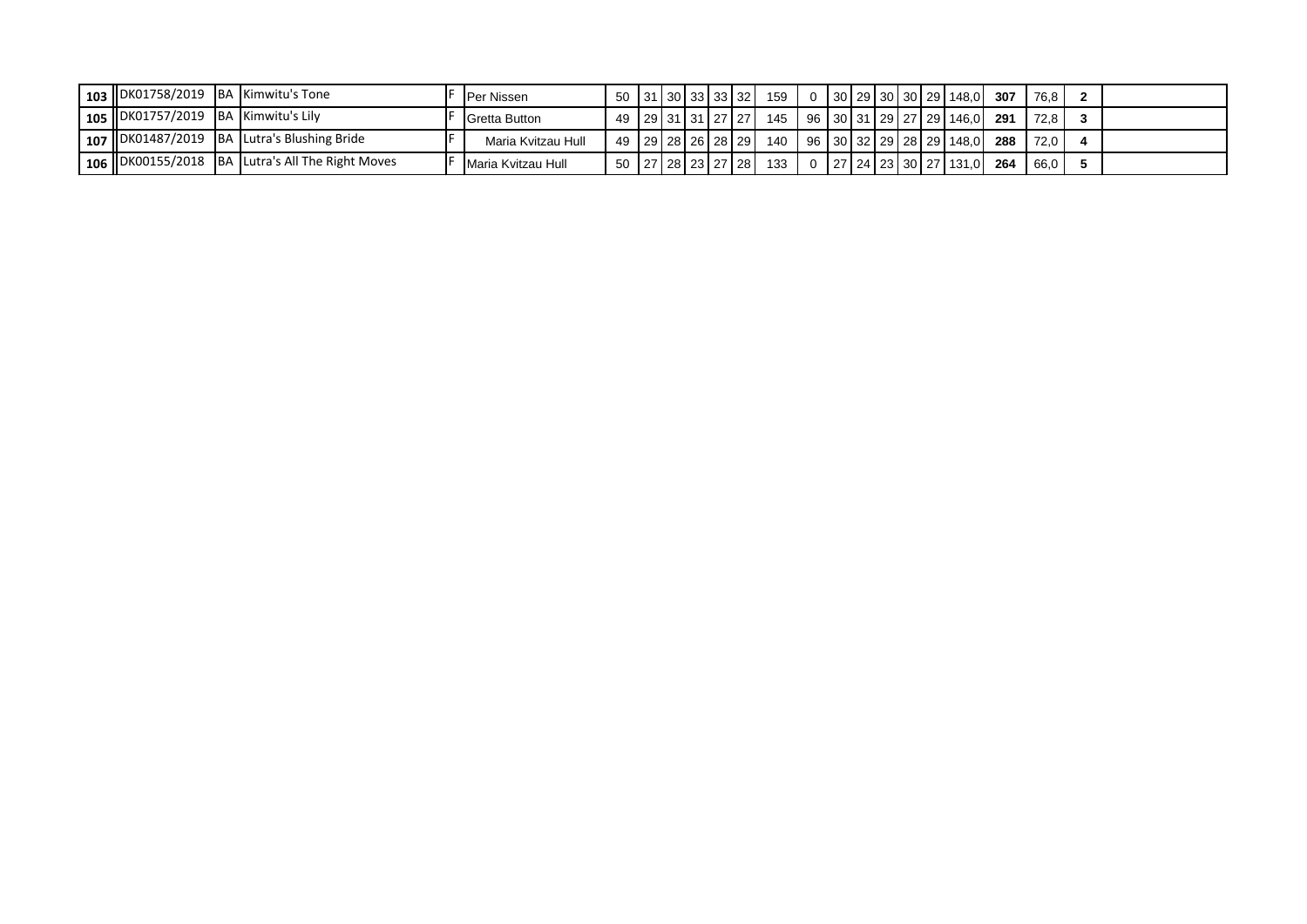| | | | | | | | | | | | | | | | | | | | | | | | | |
|---|---|---|---|---|---|---|---|---|---|---|---|---|---|---|---|---|---|---|---|---|---|---|---|---|
| **103** | DK01758/2019 | BA | Kimwitu's Tone | F | Per Nissen | 50 | 31 | 30 | 33 | 33 | 32 | 159 | 0 | 30 | 29 | 30 | 30 | 29 | 148,0 | **307** | 76,8 | **2** | |
| **105** | DK01757/2019 | BA | Kimwitu's Lily | F | Gretta Button | 49 | 29 | 31 | 31 | 27 | 27 | 145 | 96 | 30 | 31 | 29 | 27 | 29 | 146,0 | **291** | 72,8 | **3** | |
| **107** | DK01487/2019 | BA | Lutra's Blushing Bride | F | Maria Kvitzau Hull | 49 | 29 | 28 | 26 | 28 | 29 | 140 | 96 | 30 | 32 | 29 | 28 | 29 | 148,0 | **288** | 72,0 | **4** | |
| **106** | DK00155/2018 | BA | Lutra's All The Right Moves | F | Maria Kvitzau Hull | 50 | 27 | 28 | 23 | 27 | 28 | 133 | 0 | 27 | 24 | 23 | 30 | 27 | 131,0 | **264** | 66,0 | **5** | |